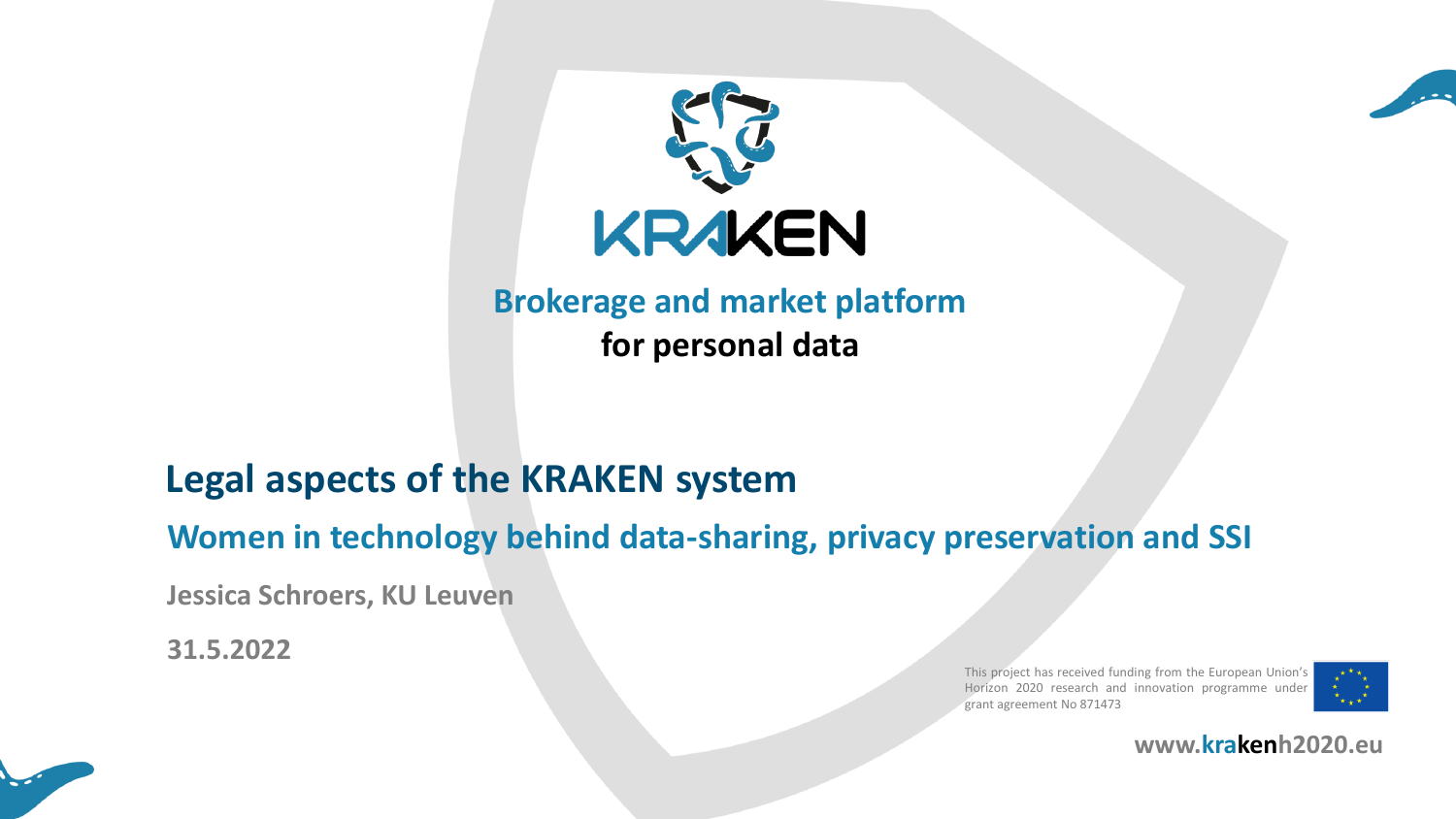# KRAKEN

**Brokerage and market platform**
**for personal data**

## Legal aspects of the KRAKEN system

### Women in technology behind data-sharing, privacy preservation and SSI

**Jessica Schroers, KU Leuven**

**31.5.2022**

This project has received funding from the European Union's Horizon 2020 research and innovation programme under grant agreement No 871473

**www.krakenh2020.eu**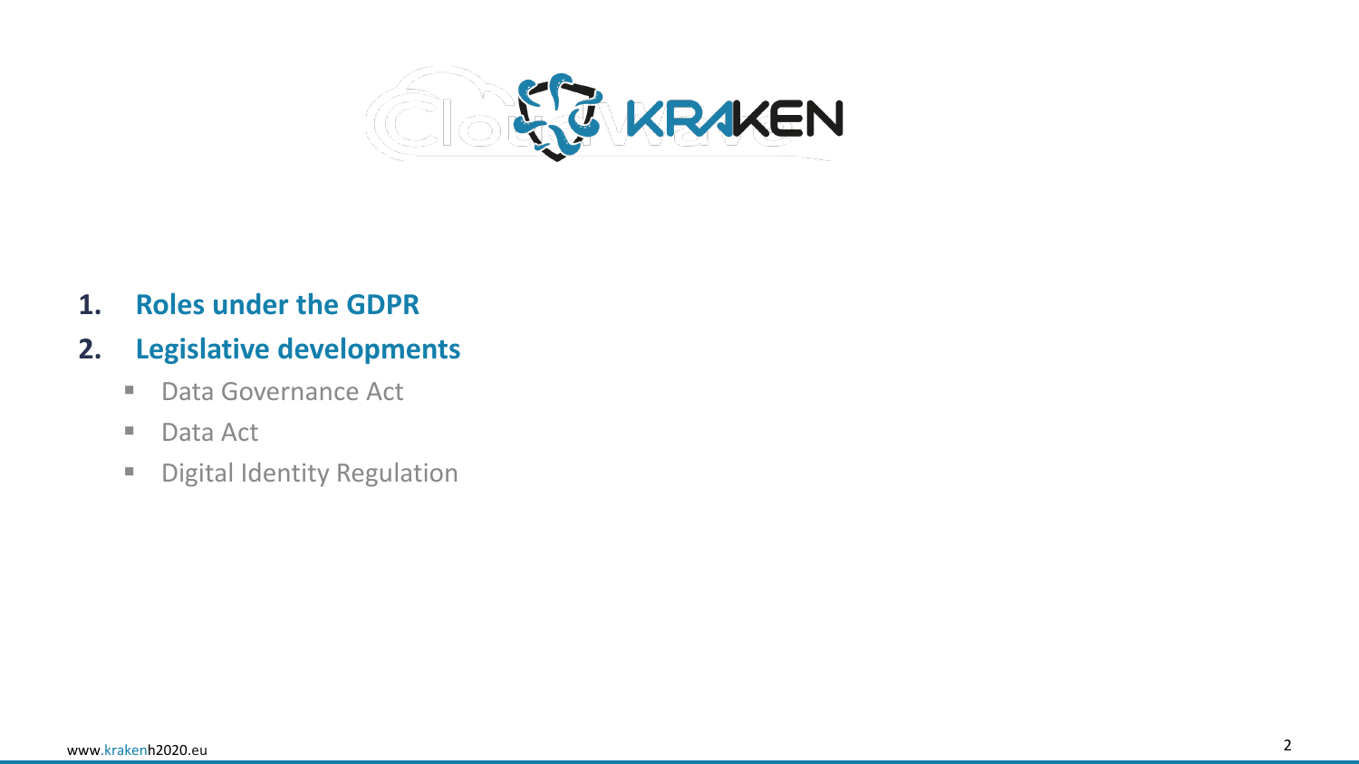1. **Roles under the GDPR**
2. **Legislative developments**
   - Data Governance Act
   - Data Act
   - Digital Identity Regulation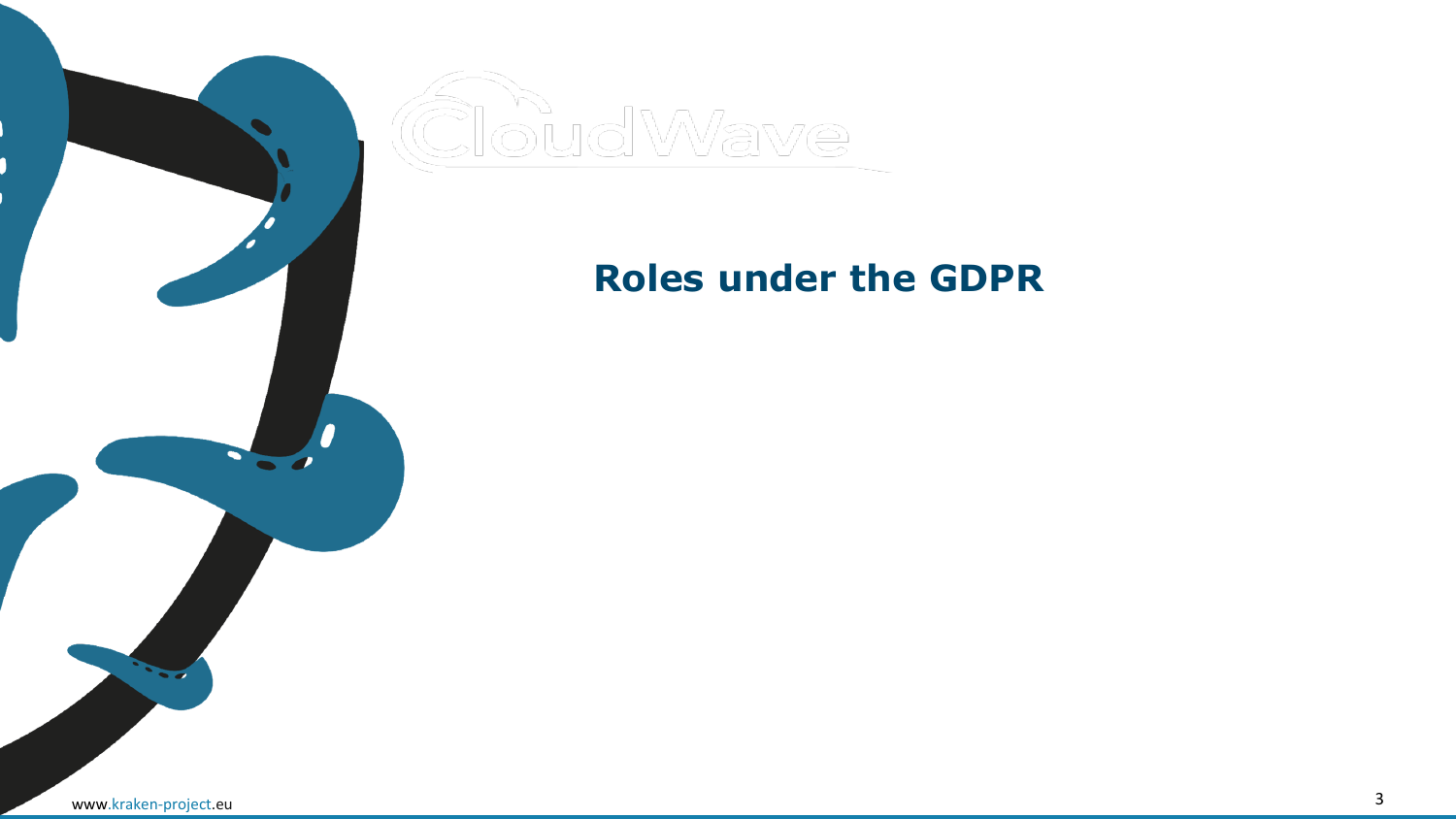# Roles under the GDPR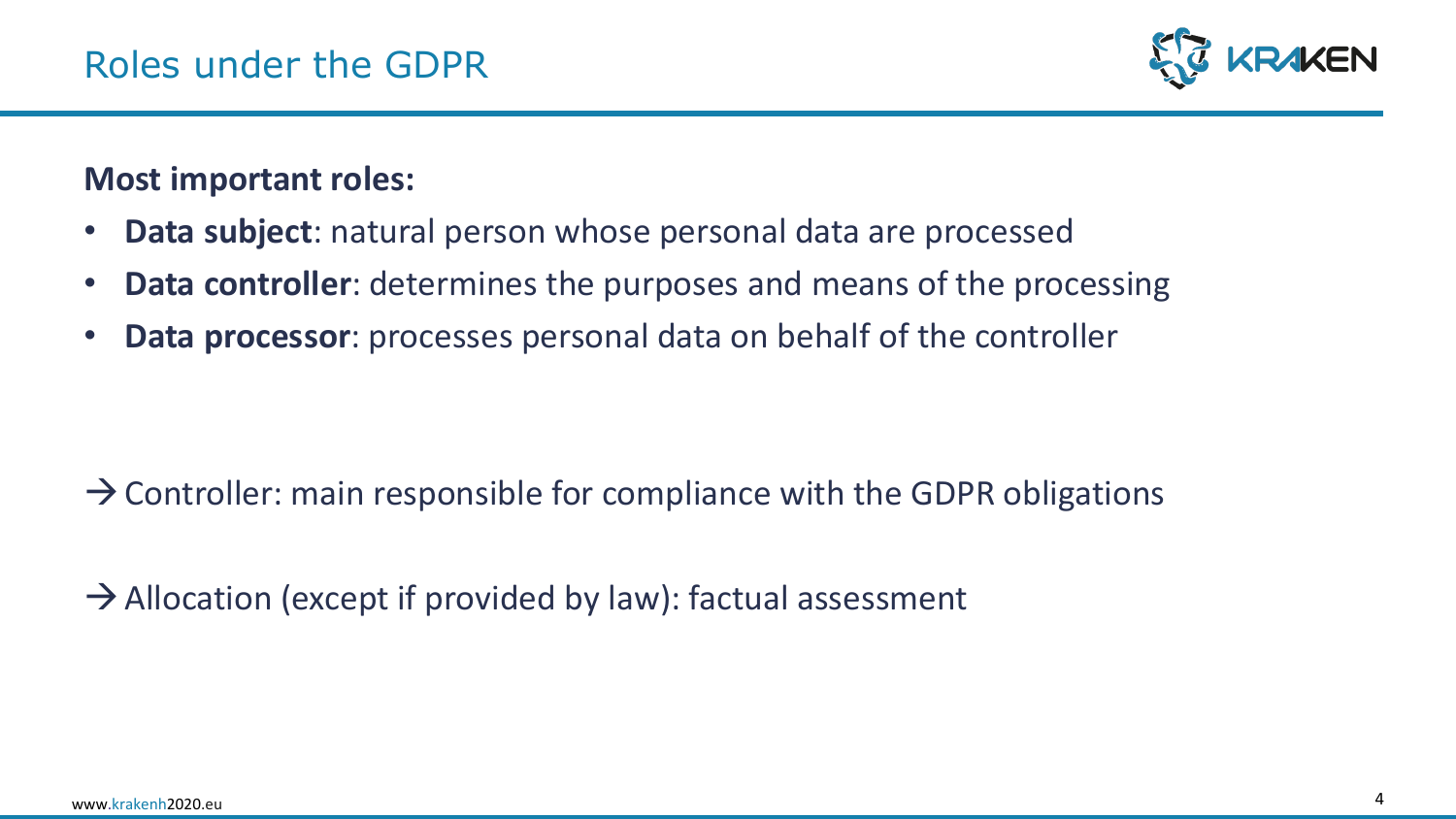# Roles under the GDPR

**Most important roles:**

- **Data subject**: natural person whose personal data are processed
- **Data controller**: determines the purposes and means of the processing
- **Data processor**: processes personal data on behalf of the controller

→ Controller: main responsible for compliance with the GDPR obligations

→ Allocation (except if provided by law): factual assessment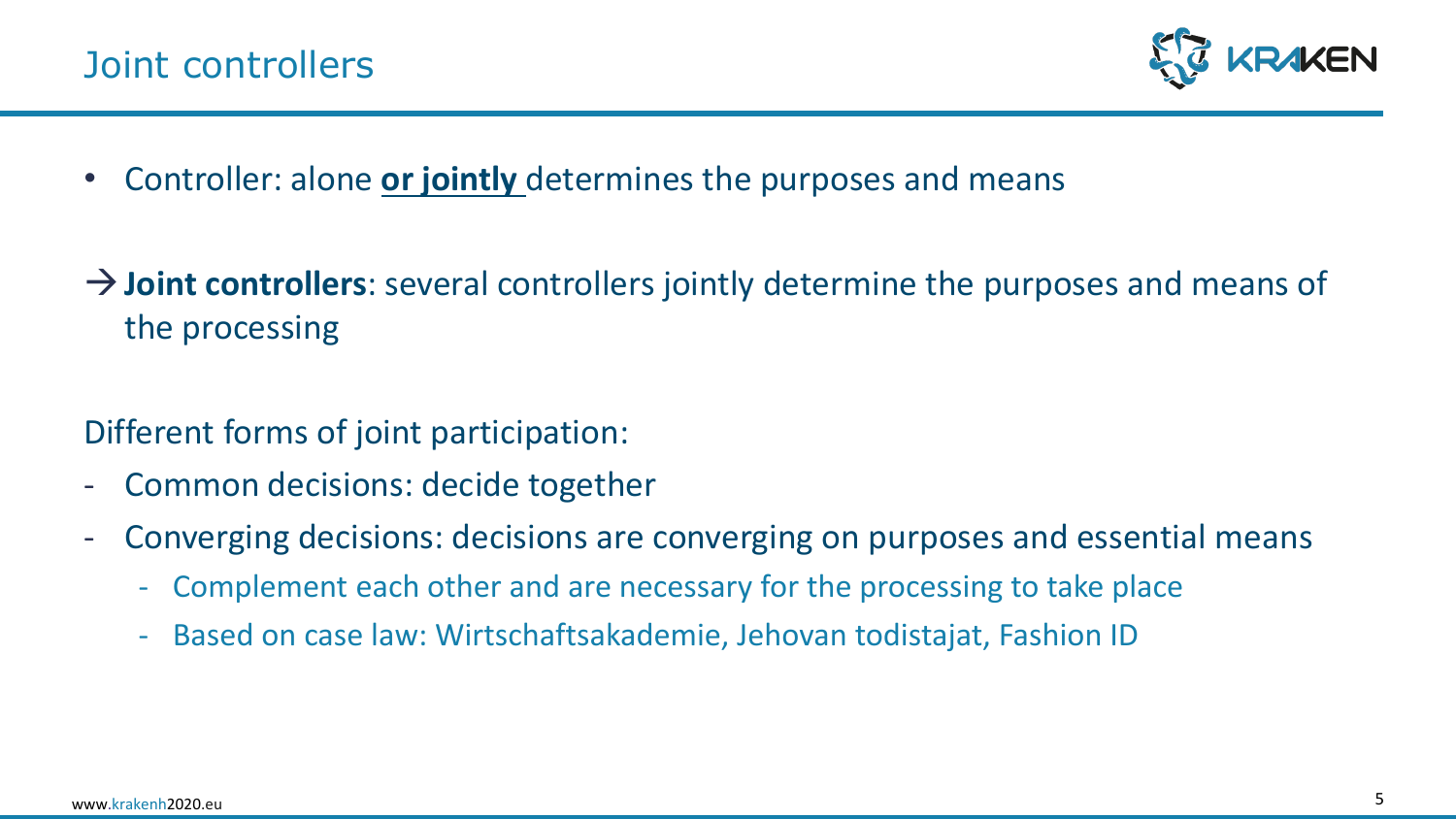# Joint controllers

- Controller: alone **or jointly** determines the purposes and means

→ **Joint controllers**: several controllers jointly determine the purposes and means of the processing

Different forms of joint participation:

- Common decisions: decide together
- Converging decisions: decisions are converging on purposes and essential means
  - Complement each other and are necessary for the processing to take place
  - Based on case law: Wirtschaftsakademie, Jehovan todistajat, Fashion ID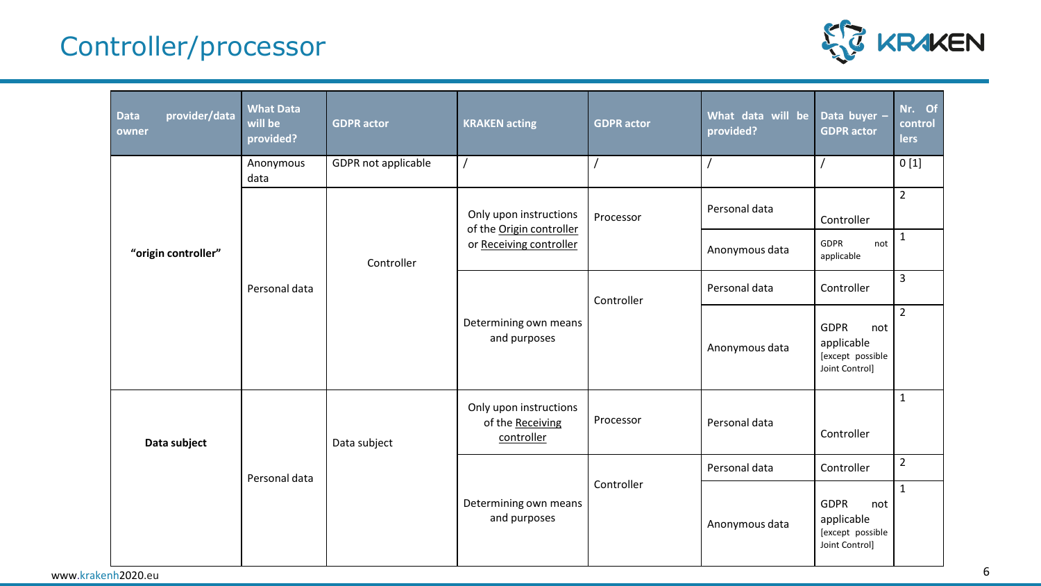# Controller/processor

| Data provider/data owner | What Data will be provided? | GDPR actor | KRAKEN acting | GDPR actor | What data will be provided? | Data buyer – GDPR actor | Nr. Of controllers |
|---|---|---|---|---|---|---|---|
| "origin controller" | Anonymous data | GDPR not applicable | / | / | / | / | 0 [1] |
| | Personal data | Controller | Only upon instructions of the Origin controller or Receiving controller | Processor | Personal data | Controller | 2 |
| | | | | | Anonymous data | GDPR not applicable | 1 |
| | | | Determining own means and purposes | Controller | Personal data | Controller | 3 |
| | | | | | Anonymous data | GDPR not applicable [except possible Joint Control] | 2 |
| Data subject | Personal data | Data subject | Only upon instructions of the Receiving controller | Processor | Personal data | Controller | 1 |
| | | | Determining own means and purposes | Controller | Personal data | Controller | 2 |
| | | | | | Anonymous data | GDPR not applicable [except possible Joint Control] | 1 |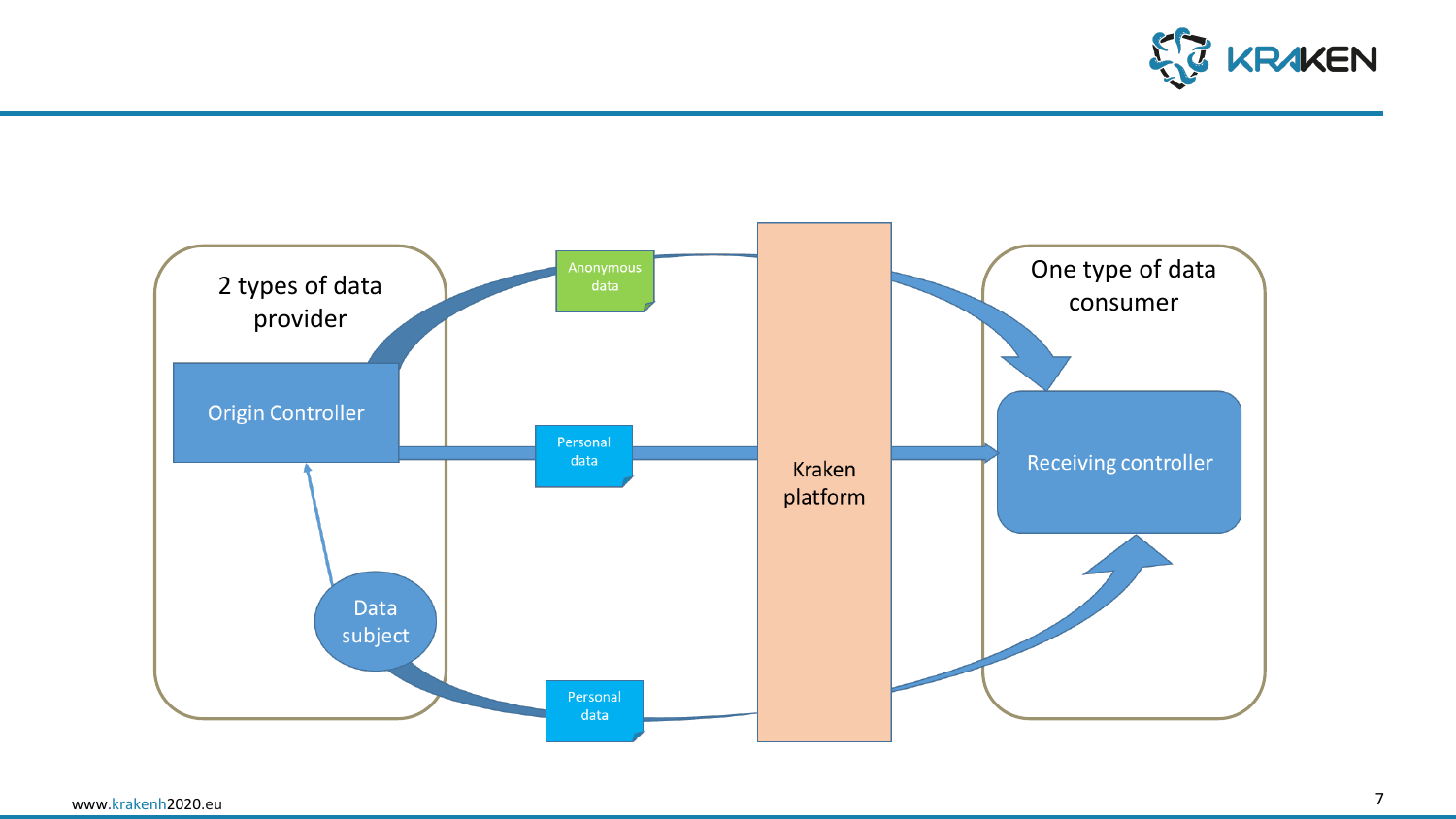2 types of data provider

Origin Controller

Data subject

Anonymous data

Personal data

Personal data

Kraken platform

One type of data consumer

Receiving controller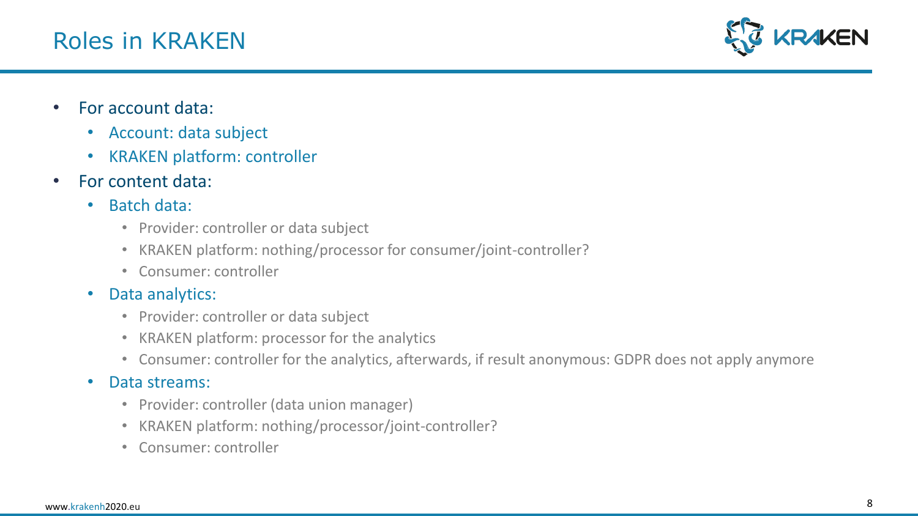# Roles in KRAKEN

- For account data:
  - Account: data subject
  - KRAKEN platform: controller
- For content data:
  - Batch data:
    - Provider: controller or data subject
    - KRAKEN platform: nothing/processor for consumer/joint-controller?
    - Consumer: controller
  - Data analytics:
    - Provider: controller or data subject
    - KRAKEN platform: processor for the analytics
    - Consumer: controller for the analytics, afterwards, if result anonymous: GDPR does not apply anymore
  - Data streams:
    - Provider: controller (data union manager)
    - KRAKEN platform: nothing/processor/joint-controller?
    - Consumer: controller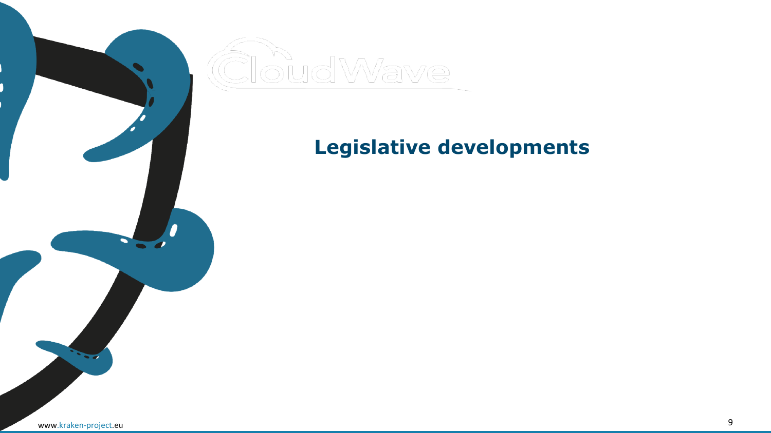# Legislative developments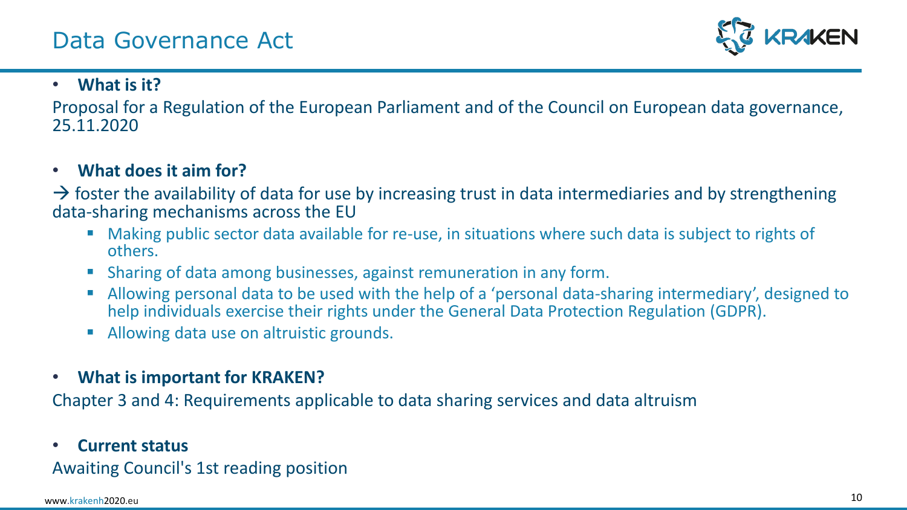# Data Governance Act

- **What is it?**

Proposal for a Regulation of the European Parliament and of the Council on European data governance, 25.11.2020

- **What does it aim for?**

→ foster the availability of data for use by increasing trust in data intermediaries and by strengthening data-sharing mechanisms across the EU

  - Making public sector data available for re-use, in situations where such data is subject to rights of others.
  - Sharing of data among businesses, against remuneration in any form.
  - Allowing personal data to be used with the help of a 'personal data-sharing intermediary', designed to help individuals exercise their rights under the General Data Protection Regulation (GDPR).
  - Allowing data use on altruistic grounds.

- **What is important for KRAKEN?**

Chapter 3 and 4: Requirements applicable to data sharing services and data altruism

- **Current status**

Awaiting Council's 1st reading position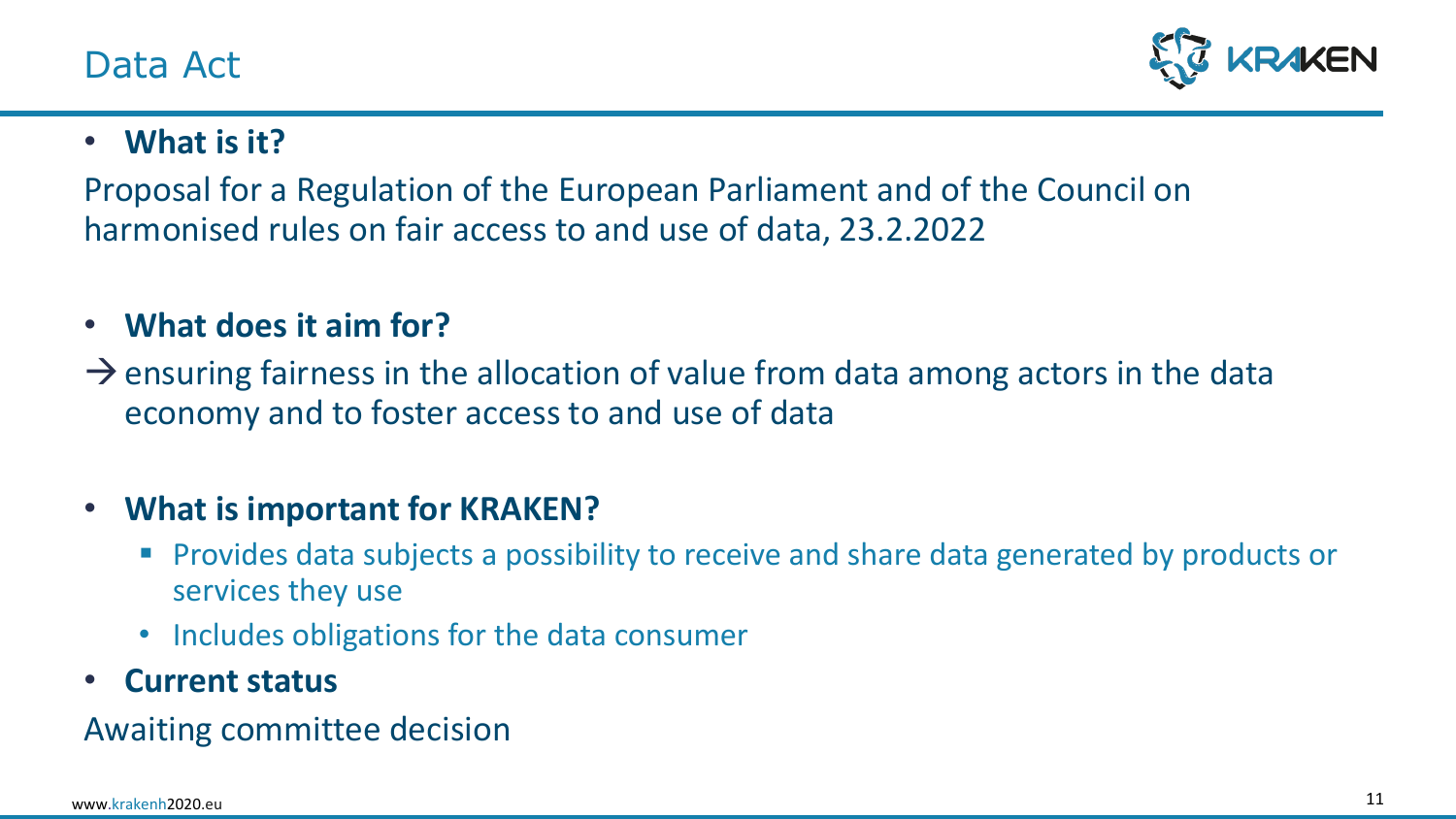# Data Act

- **What is it?**

Proposal for a Regulation of the European Parliament and of the Council on harmonised rules on fair access to and use of data, 23.2.2022

- **What does it aim for?**

→ ensuring fairness in the allocation of value from data among actors in the data economy and to foster access to and use of data

- **What is important for KRAKEN?**
  - Provides data subjects a possibility to receive and share data generated by products or services they use
  - Includes obligations for the data consumer
- **Current status**

Awaiting committee decision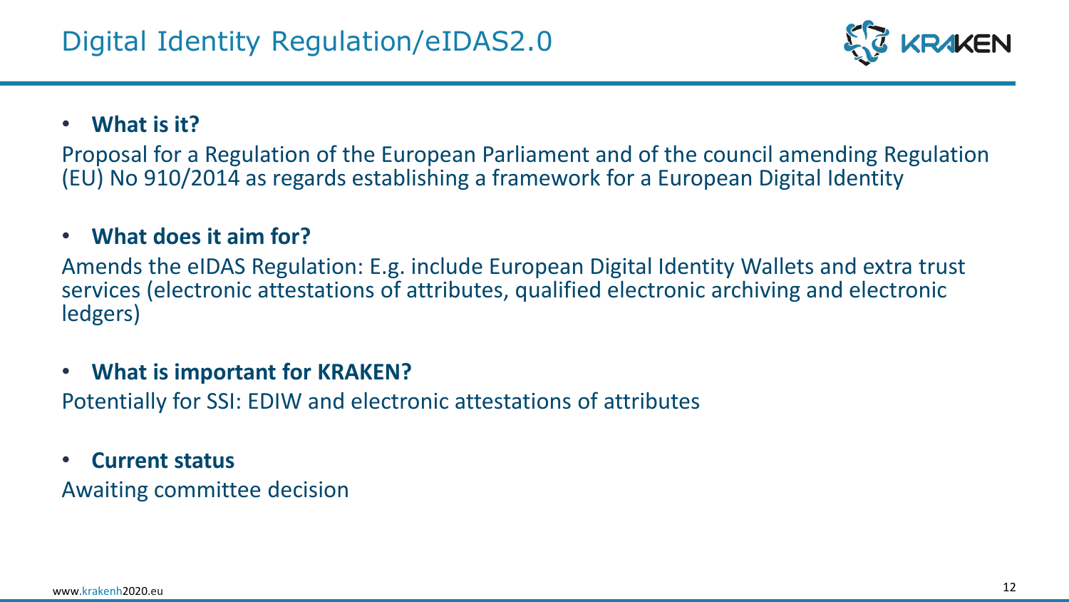# Digital Identity Regulation/eIDAS2.0

- **What is it?**

Proposal for a Regulation of the European Parliament and of the council amending Regulation (EU) No 910/2014 as regards establishing a framework for a European Digital Identity

- **What does it aim for?**

Amends the eIDAS Regulation: E.g. include European Digital Identity Wallets and extra trust services (electronic attestations of attributes, qualified electronic archiving and electronic ledgers)

- **What is important for KRAKEN?**

Potentially for SSI: EDIW and electronic attestations of attributes

- **Current status**

Awaiting committee decision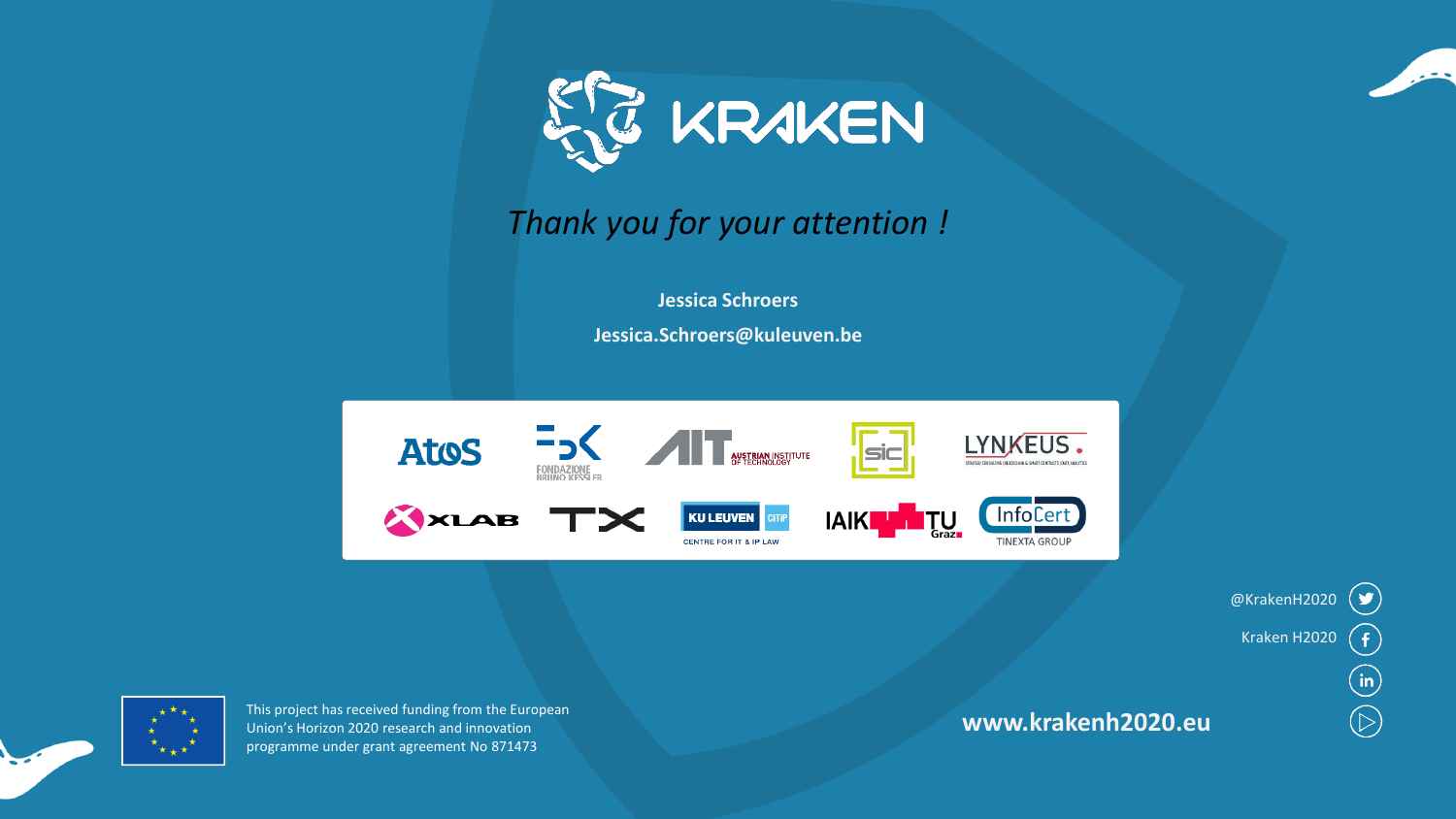# KRAKEN

*Thank you for your attention !*

**Jessica Schroers**

**Jessica.Schroers@kuleuven.be**

@KrakenH2020

Kraken H2020

This project has received funding from the European Union's Horizon 2020 research and innovation programme under grant agreement No 871473

**www.krakenh2020.eu**